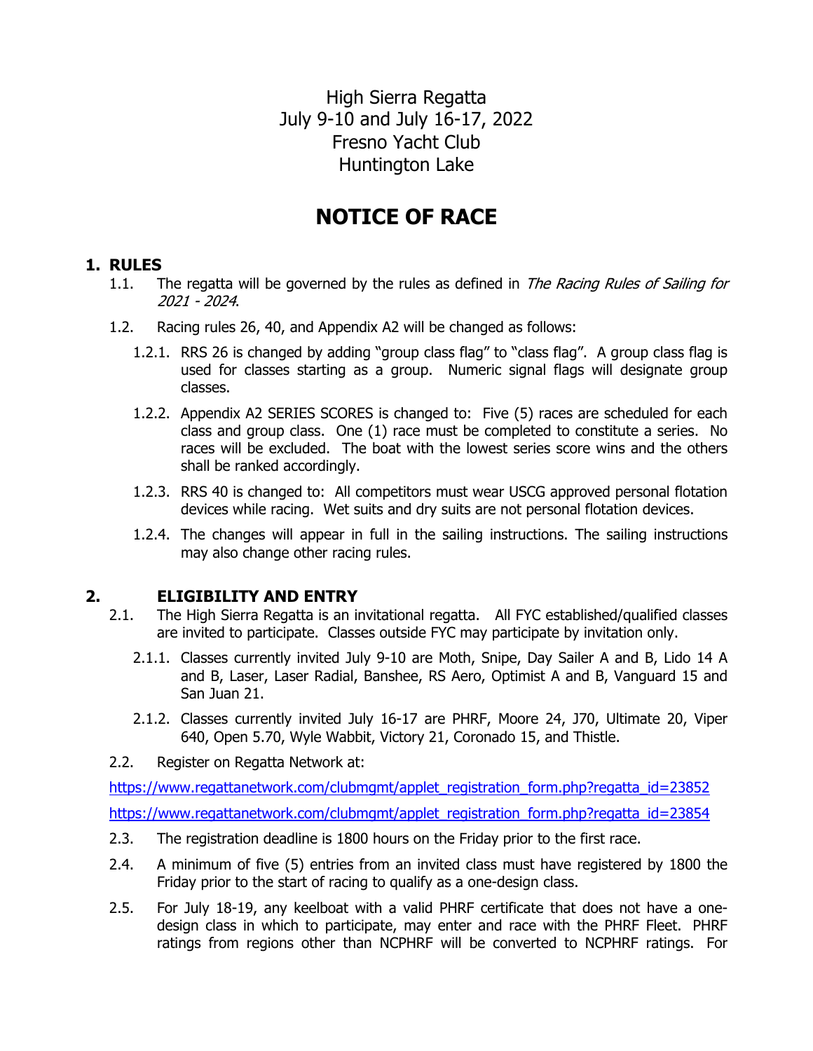High Sierra Regatta
July 9-10 and July 16-17, 2022
Fresno Yacht Club
Huntington Lake

# NOTICE OF RACE

## 1. RULES

1.1. The regatta will be governed by the rules as defined in *The Racing Rules of Sailing for 2021 - 2024*.

1.2. Racing rules 26, 40, and Appendix A2 will be changed as follows:

1.2.1. RRS 26 is changed by adding "group class flag" to "class flag". A group class flag is used for classes starting as a group. Numeric signal flags will designate group classes.

1.2.2. Appendix A2 SERIES SCORES is changed to: Five (5) races are scheduled for each class and group class. One (1) race must be completed to constitute a series. No races will be excluded. The boat with the lowest series score wins and the others shall be ranked accordingly.

1.2.3. RRS 40 is changed to: All competitors must wear USCG approved personal flotation devices while racing. Wet suits and dry suits are not personal flotation devices.

1.2.4. The changes will appear in full in the sailing instructions. The sailing instructions may also change other racing rules.

## 2. ELIGIBILITY AND ENTRY

2.1. The High Sierra Regatta is an invitational regatta. All FYC established/qualified classes are invited to participate. Classes outside FYC may participate by invitation only.

2.1.1. Classes currently invited July 9-10 are Moth, Snipe, Day Sailer A and B, Lido 14 A and B, Laser, Laser Radial, Banshee, RS Aero, Optimist A and B, Vanguard 15 and San Juan 21.

2.1.2. Classes currently invited July 16-17 are PHRF, Moore 24, J70, Ultimate 20, Viper 640, Open 5.70, Wyle Wabbit, Victory 21, Coronado 15, and Thistle.

2.2. Register on Regatta Network at:

https://www.regattanetwork.com/clubmgmt/applet_registration_form.php?regatta_id=23852

https://www.regattanetwork.com/clubmgmt/applet_registration_form.php?regatta_id=23854

2.3. The registration deadline is 1800 hours on the Friday prior to the first race.

2.4. A minimum of five (5) entries from an invited class must have registered by 1800 the Friday prior to the start of racing to qualify as a one-design class.

2.5. For July 18-19, any keelboat with a valid PHRF certificate that does not have a one-design class in which to participate, may enter and race with the PHRF Fleet. PHRF ratings from regions other than NCPHRF will be converted to NCPHRF ratings. For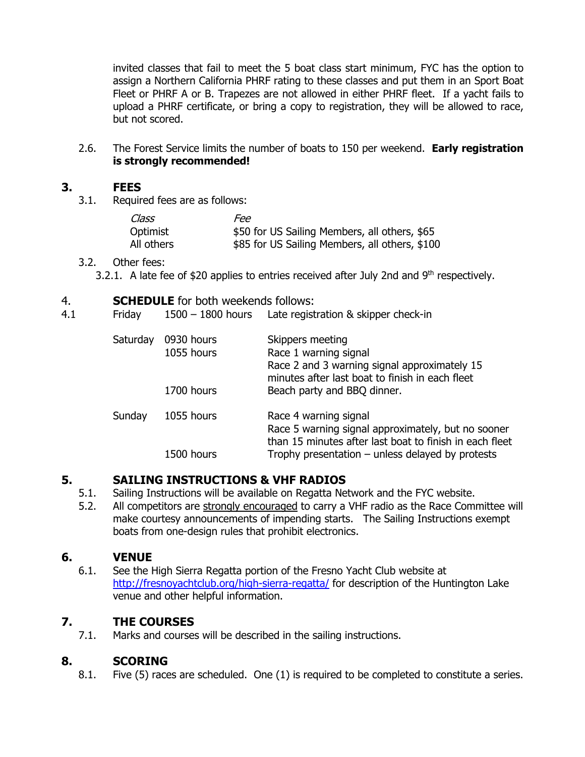invited classes that fail to meet the 5 boat class start minimum, FYC has the option to assign a Northern California PHRF rating to these classes and put them in an Sport Boat Fleet or PHRF A or B. Trapezes are not allowed in either PHRF fleet. If a yacht fails to upload a PHRF certificate, or bring a copy to registration, they will be allowed to race, but not scored.

2.6. The Forest Service limits the number of boats to 150 per weekend. **Early registration is strongly recommended!**

## 3. FEES

3.1. Required fees are as follows:

| *Class* | *Fee* |
|---|---|
| Optimist | $50 for US Sailing Members, all others, $65 |
| All others | $85 for US Sailing Members, all others, $100 |

3.2. Other fees:

3.2.1. A late fee of $20 applies to entries received after July 2nd and 9th respectively.

## 4. SCHEDULE for both weekends follows:

4.1

| | | |
|---|---|---|
| Friday | 1500 – 1800 hours | Late registration & skipper check-in |
| Saturday | 0930 hours | Skippers meeting |
| | 1055 hours | Race 1 warning signal |
| | | Race 2 and 3 warning signal approximately 15 minutes after last boat to finish in each fleet |
| | 1700 hours | Beach party and BBQ dinner. |
| Sunday | 1055 hours | Race 4 warning signal |
| | | Race 5 warning signal approximately, but no sooner than 15 minutes after last boat to finish in each fleet |
| | 1500 hours | Trophy presentation – unless delayed by protests |

## 5. SAILING INSTRUCTIONS & VHF RADIOS

5.1. Sailing Instructions will be available on Regatta Network and the FYC website.

5.2. All competitors are strongly encouraged to carry a VHF radio as the Race Committee will make courtesy announcements of impending starts. The Sailing Instructions exempt boats from one-design rules that prohibit electronics.

## 6. VENUE

6.1. See the High Sierra Regatta portion of the Fresno Yacht Club website at http://fresnoyachtclub.org/high-sierra-regatta/ for description of the Huntington Lake venue and other helpful information.

## 7. THE COURSES

7.1. Marks and courses will be described in the sailing instructions.

## 8. SCORING

8.1. Five (5) races are scheduled. One (1) is required to be completed to constitute a series.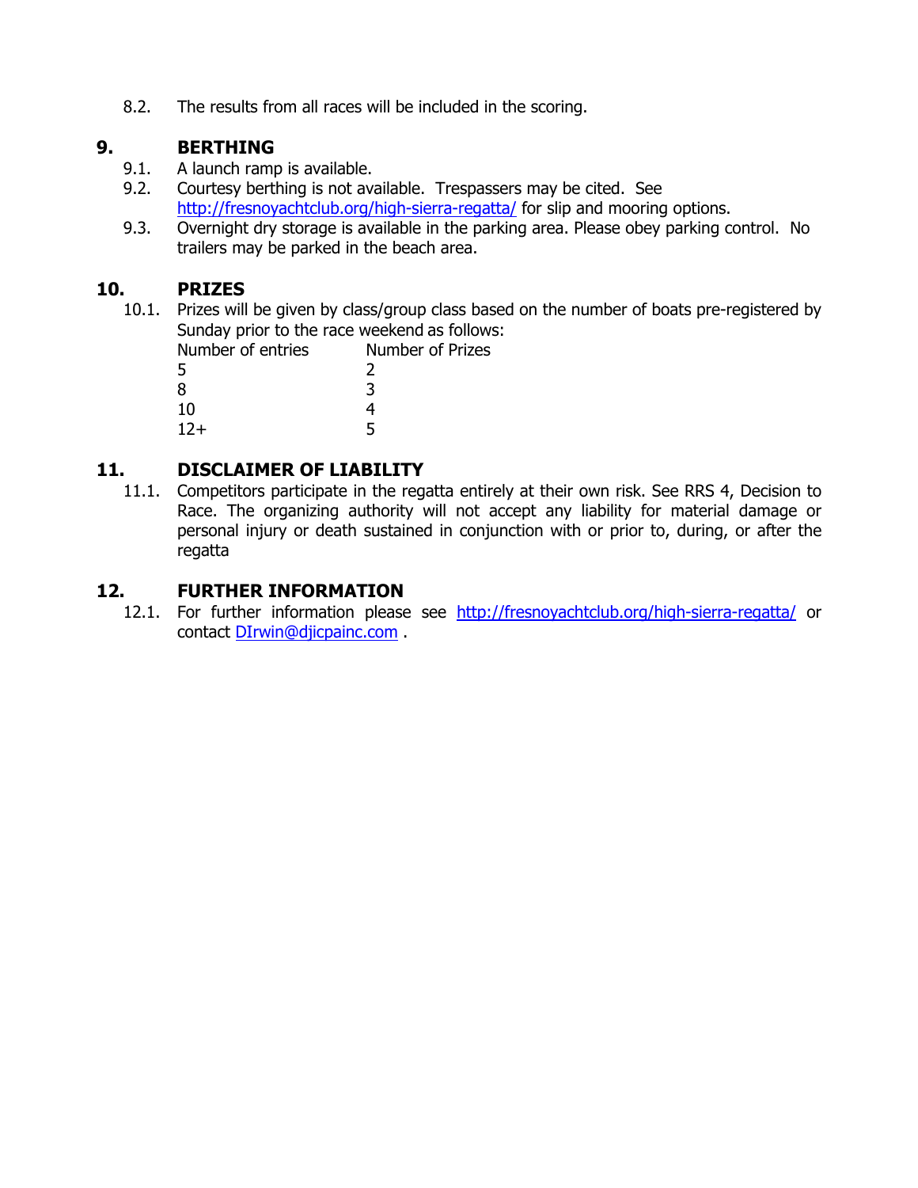8.2. The results from all races will be included in the scoring.

## 9. BERTHING

9.1. A launch ramp is available.

9.2. Courtesy berthing is not available. Trespassers may be cited. See http://fresnoyachtclub.org/high-sierra-regatta/ for slip and mooring options.

9.3. Overnight dry storage is available in the parking area. Please obey parking control. No trailers may be parked in the beach area.

## 10. PRIZES

10.1. Prizes will be given by class/group class based on the number of boats pre-registered by Sunday prior to the race weekend as follows:

| Number of entries | Number of Prizes |
|---|---|
| 5 | 2 |
| 8 | 3 |
| 10 | 4 |
| 12+ | 5 |

## 11. DISCLAIMER OF LIABILITY

11.1. Competitors participate in the regatta entirely at their own risk. See RRS 4, Decision to Race. The organizing authority will not accept any liability for material damage or personal injury or death sustained in conjunction with or prior to, during, or after the regatta

## 12. FURTHER INFORMATION

12.1. For further information please see http://fresnoyachtclub.org/high-sierra-regatta/ or contact DIrwin@djicpainc.com .